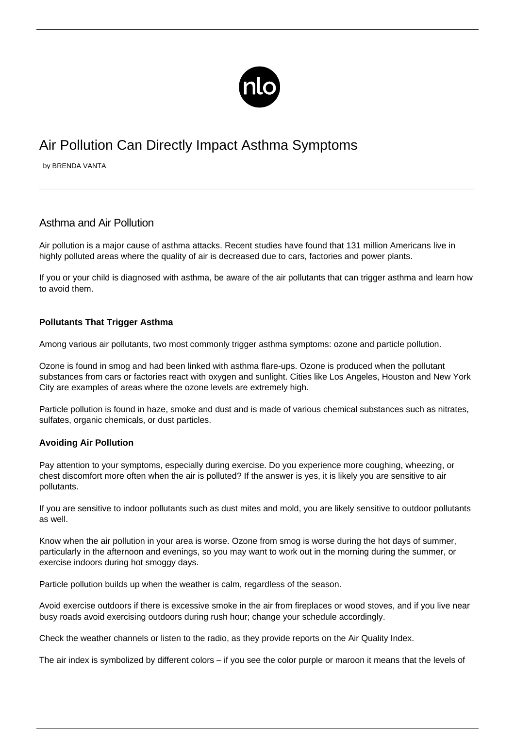# Air Pollution Can Directly Impact Asthma Symptoms

by BRENDA VANTA

## Asthma and Air Pollution

Air pollution is a major cause of asthma attacks. Recent studies have found that 131 million Americans live in highly polluted areas where the quality of air is decreased due to cars, factories and power plants.

If you or your child is diagnosed with asthma, be aware of the air pollutants that can trigger asthma and learn how to avoid them.

**Pollutants That Trigger Asthma**

Among various air pollutants, two most commonly trigger asthma symptoms: ozone and particle pollution.

Ozone is found in smog and had been linked with asthma flare-ups. Ozone is produced when the pollutant substances from cars or factories react with oxygen and sunlight. Cities like Los Angeles, Houston and New York City are examples of areas where the ozone levels are extremely high.

Particle pollution is found in haze, smoke and dust and is made of various chemical substances such as nitrates, sulfates, organic chemicals, or dust particles.

**Avoiding Air Pollution**

Pay attention to your symptoms, especially during exercise. Do you experience more coughing, wheezing, or chest discomfort more often when the air is polluted? If the answer is yes, it is likely you are sensitive to air pollutants.

If you are sensitive to indoor pollutants such as dust mites and mold, you are likely sensitive to outdoor pollutants as well.

Know when the air pollution in your area is worse. Ozone from smog is worse during the hot days of summer, particularly in the afternoon and evenings, so you may want to work out in the morning during the summer, or exercise indoors during hot smoggy days.

Particle pollution builds up when the weather is calm, regardless of the season.

Avoid exercise outdoors if there is excessive smoke in the air from fireplaces or wood stoves, and if you live near busy roads avoid exercising outdoors during rush hour; change your schedule accordingly.

Check the weather channels or listen to the radio, as they provide reports on the Air Quality Index.

The air index is symbolized by different colors – if you see the color purple or maroon it means that the levels of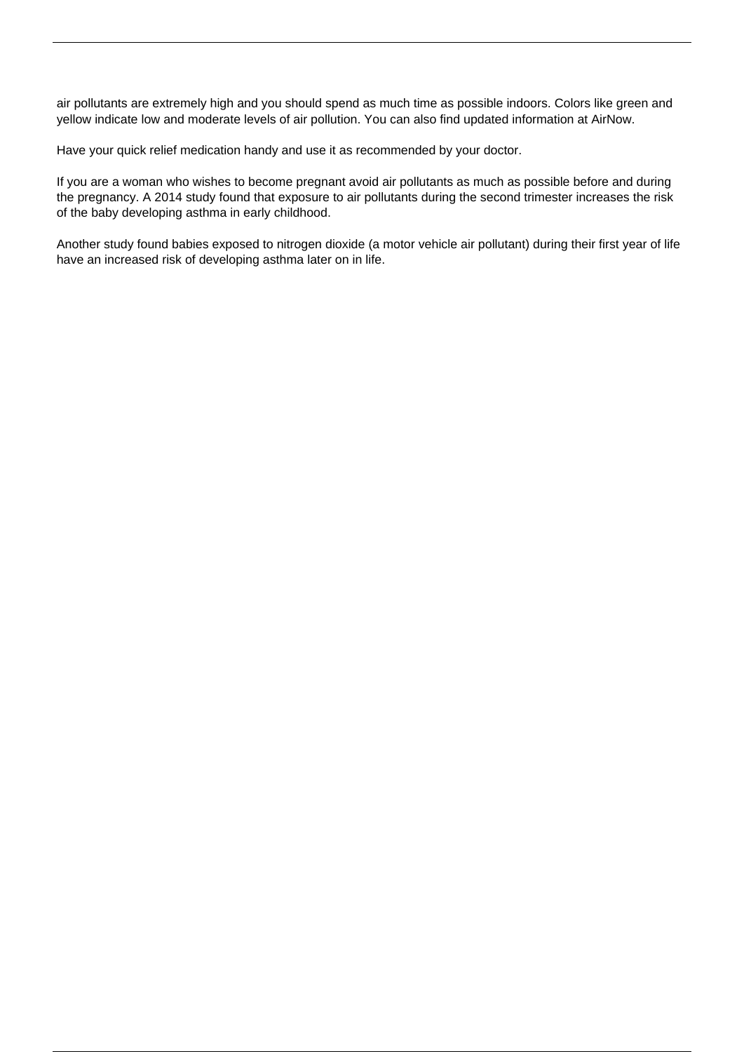air pollutants are extremely high and you should spend as much time as possible indoors. Colors like green and yellow indicate low and moderate levels of air pollution. You can also find updated information at AirNow.

Have your quick relief medication handy and use it as recommended by your doctor.

If you are a woman who wishes to become pregnant avoid air pollutants as much as possible before and during the pregnancy. A 2014 study found that exposure to air pollutants during the second trimester increases the risk of the baby developing asthma in early childhood.

Another study found babies exposed to nitrogen dioxide (a motor vehicle air pollutant) during their first year of life have an increased risk of developing asthma later on in life.